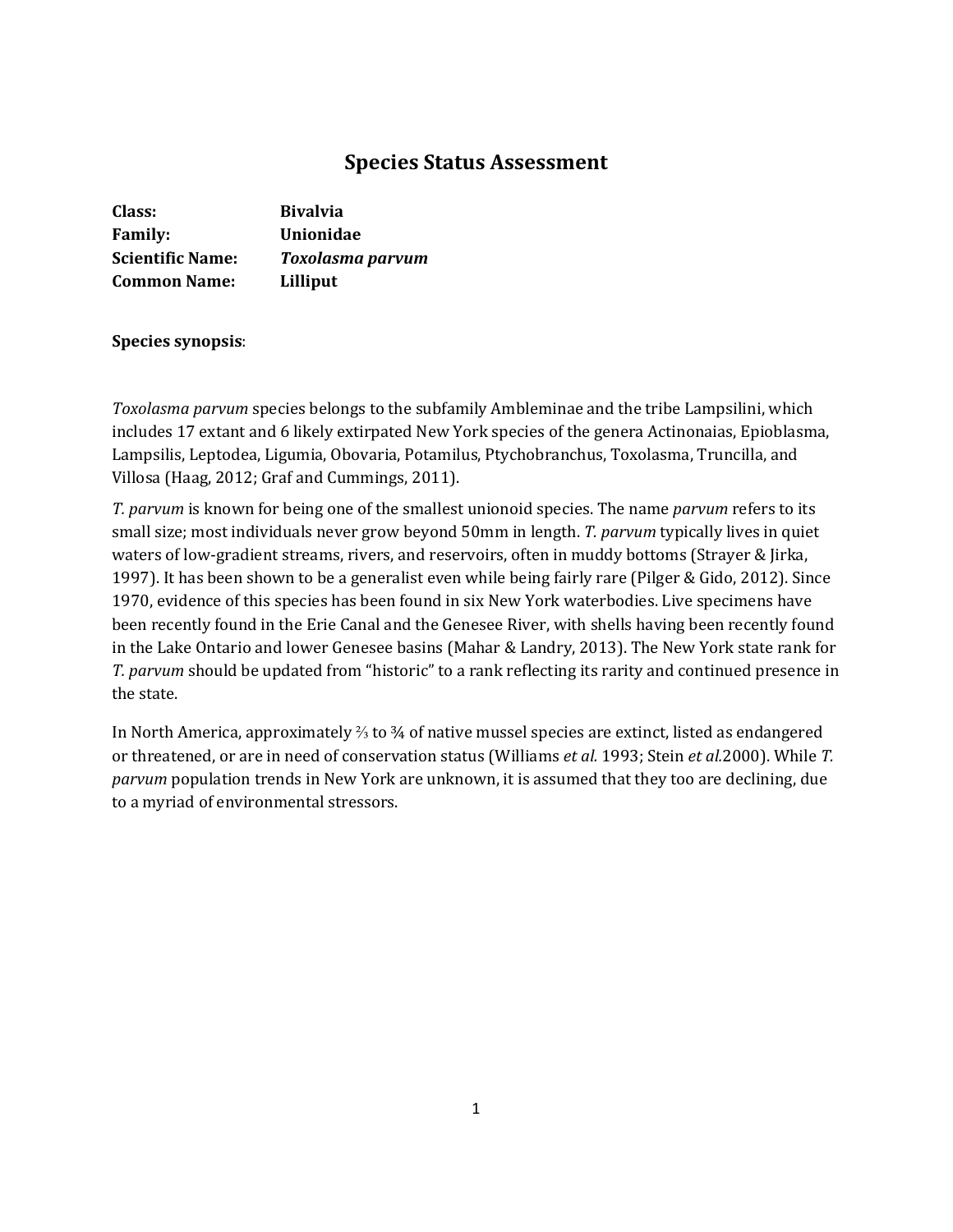# Species Status Assessment

**Class:** Bivalvia
**Family:** Unionidae
**Scientific Name:** ***Toxolasma parvum***
**Common Name:** Lilliput

**Species synopsis**:

*Toxolasma parvum* species belongs to the subfamily Ambleminae and the tribe Lampsilini, which includes 17 extant and 6 likely extirpated New York species of the genera Actinonaias, Epioblasma, Lampsilis, Leptodea, Ligumia, Obovaria, Potamilus, Ptychobranchus, Toxolasma, Truncilla, and Villosa (Haag, 2012; Graf and Cummings, 2011).

*T. parvum* is known for being one of the smallest unionoid species. The name *parvum* refers to its small size; most individuals never grow beyond 50mm in length. *T. parvum* typically lives in quiet waters of low-gradient streams, rivers, and reservoirs, often in muddy bottoms (Strayer & Jirka, 1997). It has been shown to be a generalist even while being fairly rare (Pilger & Gido, 2012). Since 1970, evidence of this species has been found in six New York waterbodies. Live specimens have been recently found in the Erie Canal and the Genesee River, with shells having been recently found in the Lake Ontario and lower Genesee basins (Mahar & Landry, 2013). The New York state rank for *T. parvum* should be updated from "historic" to a rank reflecting its rarity and continued presence in the state.

In North America, approximately ⅔ to ¾ of native mussel species are extinct, listed as endangered or threatened, or are in need of conservation status (Williams *et al.* 1993; Stein *et al.*2000). While *T. parvum* population trends in New York are unknown, it is assumed that they too are declining, due to a myriad of environmental stressors.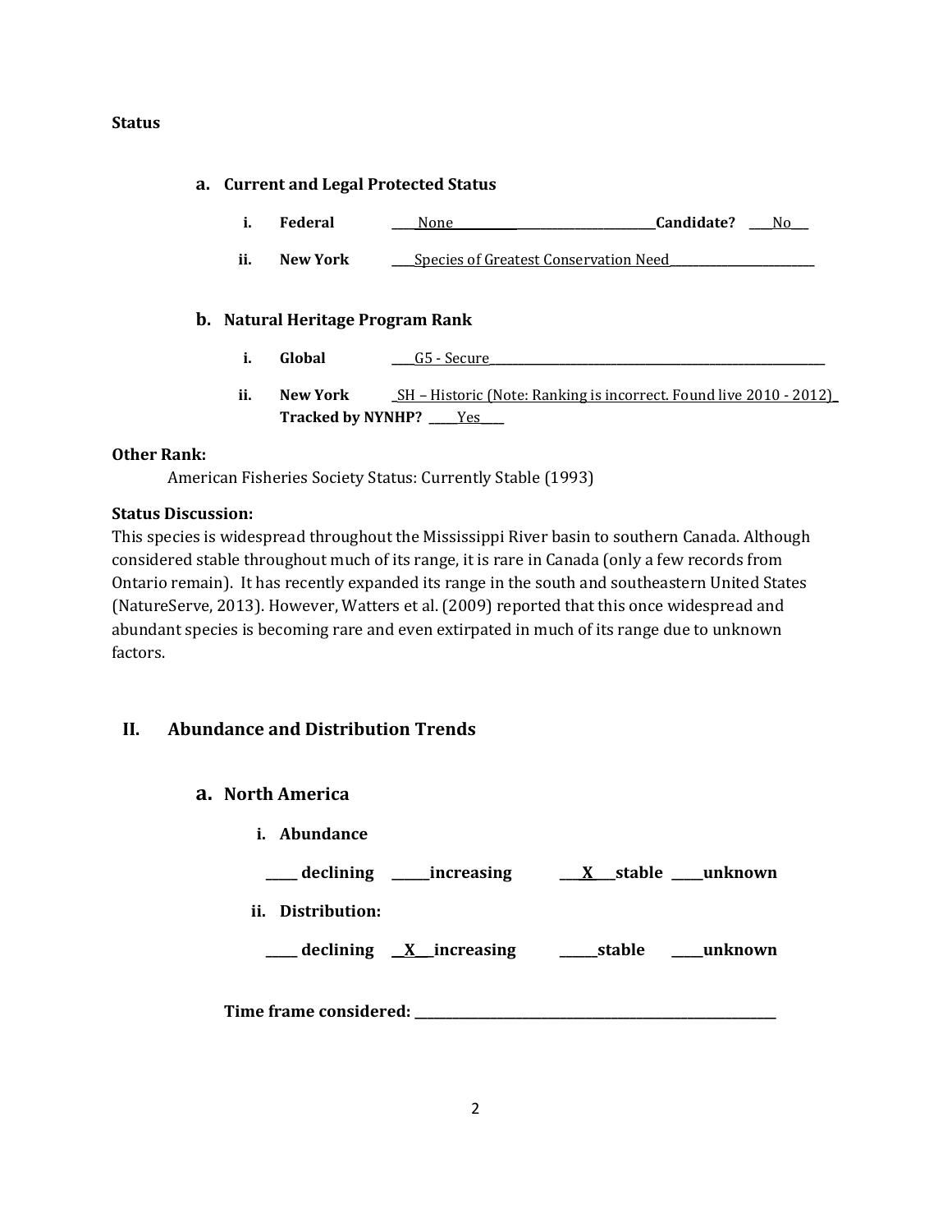**Status**

**a. Current and Legal Protected Status**

i. **Federal** ____None______________________________**Candidate?** ____No___

ii. **New York** ____Species of Greatest Conservation Need________________________

**b. Natural Heritage Program Rank**

i. **Global** ____G5 - Secure__________________________________________________________

ii. **New York** _SH – Historic (Note: Ranking is incorrect. Found live 2010 - 2012)_
**Tracked by NYNHP?** _____Yes____

**Other Rank:**

American Fisheries Society Status: Currently Stable (1993)

**Status Discussion:**

This species is widespread throughout the Mississippi River basin to southern Canada. Although considered stable throughout much of its range, it is rare in Canada (only a few records from Ontario remain). It has recently expanded its range in the south and southeastern United States (NatureServe, 2013). However, Watters et al. (2009) reported that this once widespread and abundant species is becoming rare and even extirpated in much of its range due to unknown factors.

## II. Abundance and Distribution Trends

### a. North America

**i. Abundance**

**_____ declining _____increasing ___X___stable _____unknown**

**ii. Distribution:**

**_____ declining __X___increasing ______stable _____unknown**

**Time frame considered:** _______________________________________________________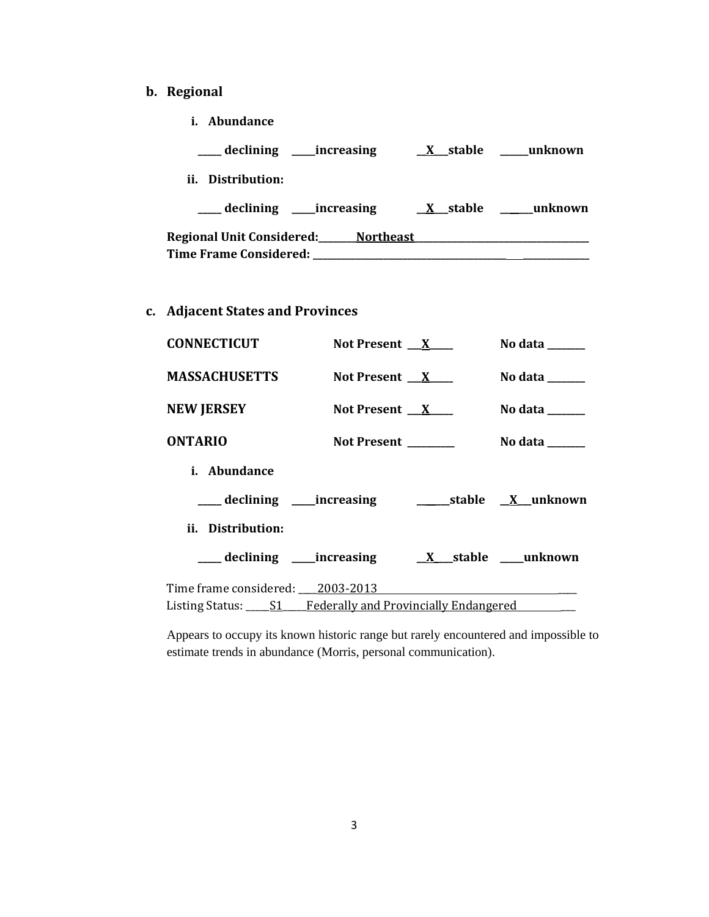**b. Regional**

**i. Abundance**

**\_\_\_\_\_ declining \_\_\_\_\_increasing \_\_X\_\_\_stable \_\_\_\_\_\_unknown**

**ii. Distribution:**

**\_\_\_\_\_ declining \_\_\_\_\_increasing \_\_X\_\_\_stable \_\_\_\_\_\_unknown**

**Regional Unit Considered:\_\_\_\_\_\_\_\_Northeast\_\_\_\_\_\_\_\_\_\_\_\_\_\_\_\_\_\_\_\_\_\_\_\_\_\_\_\_\_\_\_\_\_\_\_\_\_**
**Time Frame Considered: \_\_\_\_\_\_\_\_\_\_\_\_\_\_\_\_\_\_\_\_\_\_\_\_\_\_\_\_\_\_\_\_\_\_\_\_\_\_\_\_\_\_\_\_\_\_\_\_\_\_\_\_\_\_\_**

**c. Adjacent States and Provinces**

| | | |
|---|---|---|
| **CONNECTICUT** | **Not Present \_\_\_X\_\_\_\_\_** | **No data \_\_\_\_\_\_\_\_** |
| **MASSACHUSETTS** | **Not Present \_\_\_X\_\_\_\_\_** | **No data \_\_\_\_\_\_\_\_** |
| **NEW JERSEY** | **Not Present \_\_\_X\_\_\_\_\_** | **No data \_\_\_\_\_\_\_\_** |
| **ONTARIO** | **Not Present \_\_\_\_\_\_\_\_\_\_** | **No data \_\_\_\_\_\_\_\_** |

**i. Abundance**

**\_\_\_\_\_ declining \_\_\_\_\_increasing \_\_\_\_\_\_\_stable \_\_X\_\_\_unknown**

**ii. Distribution:**

**\_\_\_\_\_ declining \_\_\_\_\_increasing \_\_X\_\_\_stable \_\_\_\_\_unknown**

Time frame considered: \_\_\_\_2003-2013\_\_\_\_\_\_\_\_\_\_\_\_\_\_\_\_\_\_\_\_\_\_\_\_\_\_\_\_\_\_\_\_\_\_\_\_\_\_\_\_
Listing Status: \_\_\_\_\_S1\_\_\_\_\_Federally and Provincially Endangered\_\_\_\_\_\_\_\_\_\_\_

Appears to occupy its known historic range but rarely encountered and impossible to estimate trends in abundance (Morris, personal communication).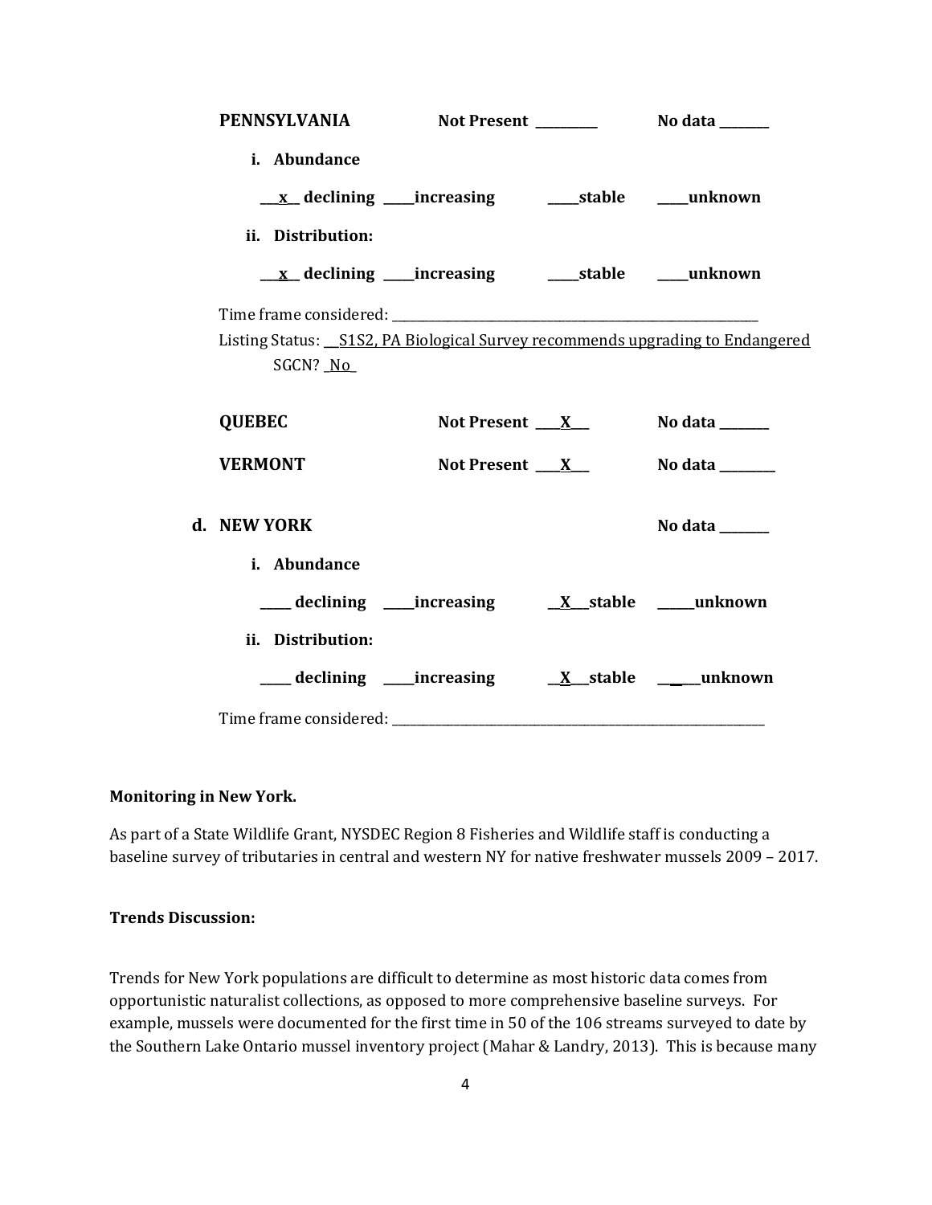**PENNSYLVANIA** Not Present __________ No data ________

**i. Abundance**

\_\_\_x\_\_ declining \_\_\_\_\_increasing \_\_\_\_\_stable \_\_\_\_\_unknown

**ii. Distribution:**

\_\_\_x\_\_ declining \_\_\_\_\_increasing \_\_\_\_\_stable \_\_\_\_\_unknown

Time frame considered: ___________________________________________________________

Listing Status: __S1S2, PA Biological Survey recommends upgrading to Endangered

SGCN? _No_

**QUEBEC** Not Present \_\_\_\_X\_\_\_ No data ________

**VERMONT** Not Present \_\_\_\_X\_\_\_ No data _________

**d. NEW YORK** No data ________

**i. Abundance**

\_\_\_\_\_ declining \_\_\_\_\_increasing \_\_X\_\_\_stable \_\_\_\_\_\_unknown

**ii. Distribution:**

\_\_\_\_\_ declining \_\_\_\_\_increasing \_\_X\_\_\_stable \_\_\_\_\_\_unknown

Time frame considered: ___________________________________________________________

**Monitoring in New York.**

As part of a State Wildlife Grant, NYSDEC Region 8 Fisheries and Wildlife staff is conducting a baseline survey of tributaries in central and western NY for native freshwater mussels 2009 – 2017.

**Trends Discussion:**

Trends for New York populations are difficult to determine as most historic data comes from opportunistic naturalist collections, as opposed to more comprehensive baseline surveys. For example, mussels were documented for the first time in 50 of the 106 streams surveyed to date by the Southern Lake Ontario mussel inventory project (Mahar & Landry, 2013). This is because many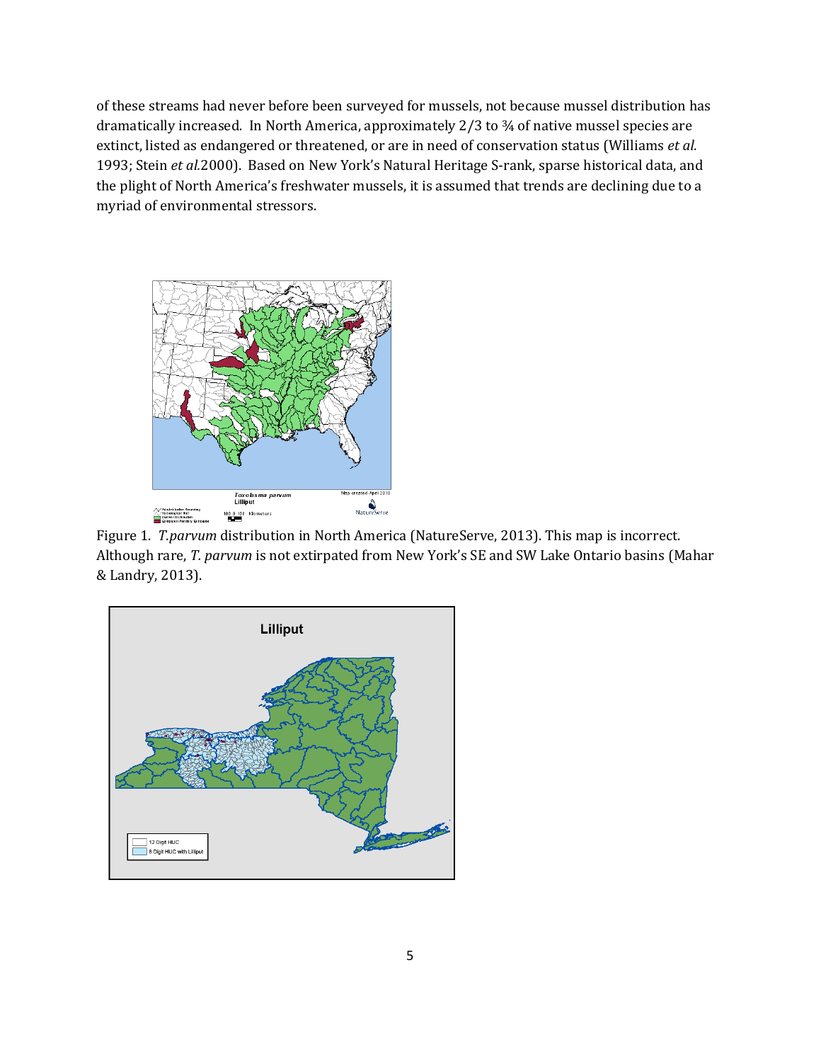of these streams had never before been surveyed for mussels, not because mussel distribution has dramatically increased. In North America, approximately 2/3 to ¾ of native mussel species are extinct, listed as endangered or threatened, or are in need of conservation status (Williams *et al.* 1993; Stein *et al.*2000). Based on New York's Natural Heritage S-rank, sparse historical data, and the plight of North America's freshwater mussels, it is assumed that trends are declining due to a myriad of environmental stressors.

Figure 1. *T.parvum* distribution in North America (NatureServe, 2013). This map is incorrect. Although rare, *T. parvum* is not extirpated from New York's SE and SW Lake Ontario basins (Mahar & Landry, 2013).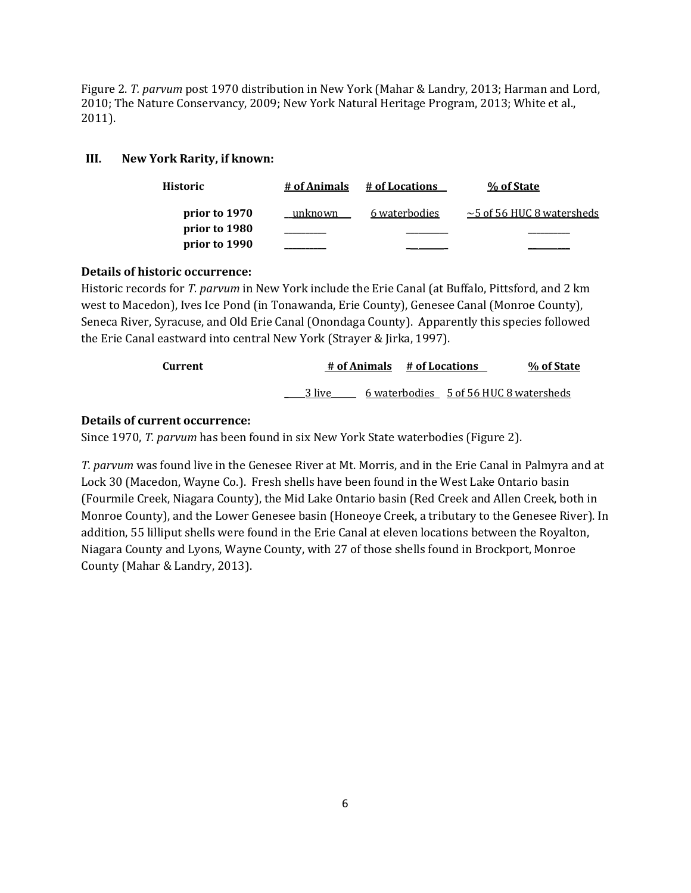Figure 2. *T. parvum* post 1970 distribution in New York (Mahar & Landry, 2013; Harman and Lord, 2010; The Nature Conservancy, 2009; New York Natural Heritage Program, 2013; White et al., 2011).

## III. New York Rarity, if known:

| Historic | # of Animals | # of Locations | % of State |
|---|---|---|---|
| **prior to 1970** | unknown | 6 waterbodies | ~5 of 56 HUC 8 watersheds |
| **prior to 1980** | | | |
| **prior to 1990** | | | |

**Details of historic occurrence:**

Historic records for *T. parvum* in New York include the Erie Canal (at Buffalo, Pittsford, and 2 km west to Macedon), Ives Ice Pond (in Tonawanda, Erie County), Genesee Canal (Monroe County), Seneca River, Syracuse, and Old Erie Canal (Onondaga County). Apparently this species followed the Erie Canal eastward into central New York (Strayer & Jirka, 1997).

| Current | # of Animals | # of Locations | % of State |
|---|---|---|---|
| | 3 live | 6 waterbodies | 5 of 56 HUC 8 watersheds |

**Details of current occurrence:**

Since 1970, *T. parvum* has been found in six New York State waterbodies (Figure 2).

*T. parvum* was found live in the Genesee River at Mt. Morris, and in the Erie Canal in Palmyra and at Lock 30 (Macedon, Wayne Co.). Fresh shells have been found in the West Lake Ontario basin (Fourmile Creek, Niagara County), the Mid Lake Ontario basin (Red Creek and Allen Creek, both in Monroe County), and the Lower Genesee basin (Honeoye Creek, a tributary to the Genesee River). In addition, 55 lilliput shells were found in the Erie Canal at eleven locations between the Royalton, Niagara County and Lyons, Wayne County, with 27 of those shells found in Brockport, Monroe County (Mahar & Landry, 2013).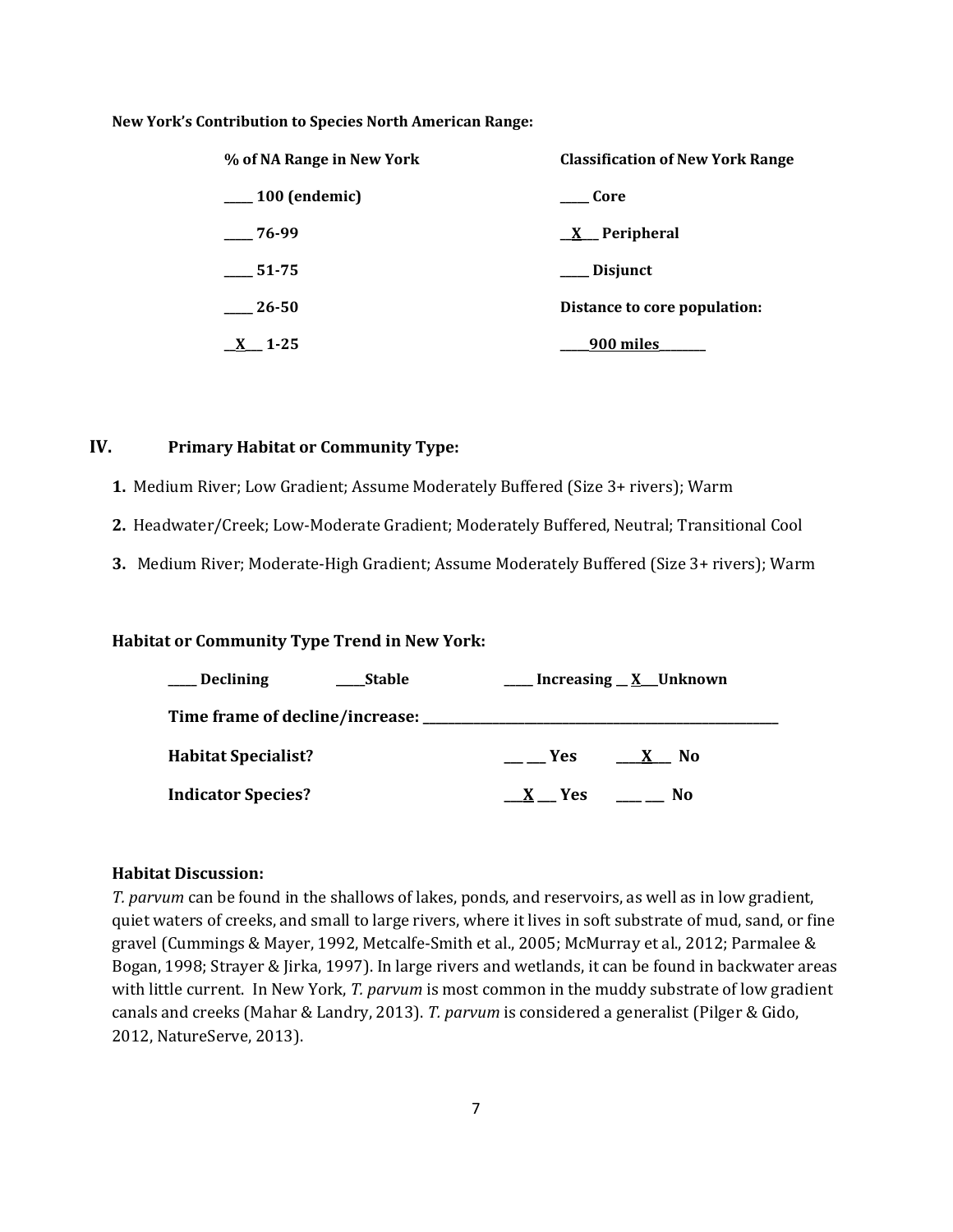**New York's Contribution to Species North American Range:**

| **% of NA Range in New York** | **Classification of New York Range** |
|---|---|
| _____ 100 (endemic) | _____ Core |
| _____ 76-99 | __X__ Peripheral |
| _____ 51-75 | _____ Disjunct |
| _____ 26-50 | **Distance to core population:** |
| __X__ 1-25 | _____900 miles_______ |

## IV. Primary Habitat or Community Type:

1. Medium River; Low Gradient; Assume Moderately Buffered (Size 3+ rivers); Warm
2. Headwater/Creek; Low-Moderate Gradient; Moderately Buffered, Neutral; Transitional Cool
3. Medium River; Moderate-High Gradient; Assume Moderately Buffered (Size 3+ rivers); Warm

**Habitat or Community Type Trend in New York:**

_____ **Declining** _____**Stable** _____ **Increasing** __X__**Unknown**

**Time frame of decline/increase:** _______________________________

**Habitat Specialist?** ______ **Yes** ___X___ **No**

**Indicator Species?** ___X___ **Yes** ______ **No**

**Habitat Discussion:**

*T. parvum* can be found in the shallows of lakes, ponds, and reservoirs, as well as in low gradient, quiet waters of creeks, and small to large rivers, where it lives in soft substrate of mud, sand, or fine gravel (Cummings & Mayer, 1992, Metcalfe-Smith et al., 2005; McMurray et al., 2012; Parmalee & Bogan, 1998; Strayer & Jirka, 1997). In large rivers and wetlands, it can be found in backwater areas with little current. In New York, *T. parvum* is most common in the muddy substrate of low gradient canals and creeks (Mahar & Landry, 2013). *T. parvum* is considered a generalist (Pilger & Gido, 2012, NatureServe, 2013).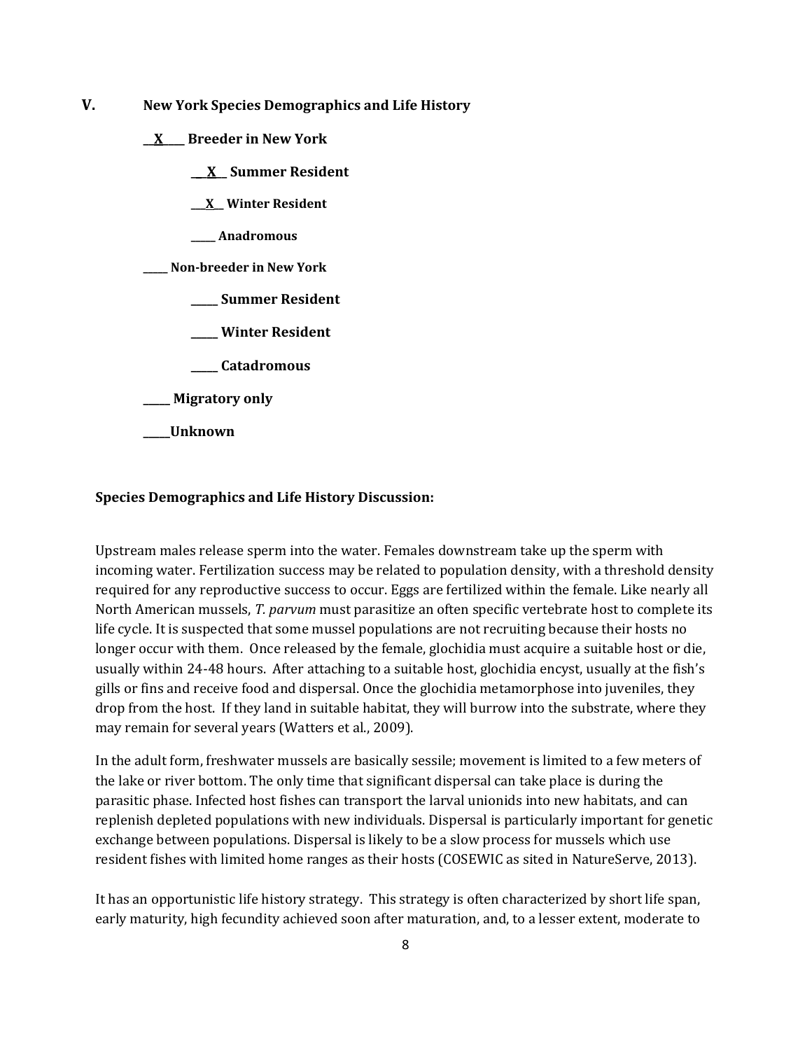## V. New York Species Demographics and Life History

**\_\_X\_\_\_ Breeder in New York**

**\_\_X\_\_ Summer Resident**

**\_\_X\_\_ Winter Resident**

**\_\_\_\_\_ Anadromous**

**\_\_\_\_\_ Non-breeder in New York**

**\_\_\_\_\_ Summer Resident**

**\_\_\_\_\_ Winter Resident**

**\_\_\_\_\_ Catadromous**

**\_\_\_\_\_ Migratory only**

**\_\_\_\_\_Unknown**

**Species Demographics and Life History Discussion:**

Upstream males release sperm into the water. Females downstream take up the sperm with incoming water. Fertilization success may be related to population density, with a threshold density required for any reproductive success to occur. Eggs are fertilized within the female. Like nearly all North American mussels, *T. parvum* must parasitize an often specific vertebrate host to complete its life cycle. It is suspected that some mussel populations are not recruiting because their hosts no longer occur with them. Once released by the female, glochidia must acquire a suitable host or die, usually within 24-48 hours. After attaching to a suitable host, glochidia encyst, usually at the fish's gills or fins and receive food and dispersal. Once the glochidia metamorphose into juveniles, they drop from the host. If they land in suitable habitat, they will burrow into the substrate, where they may remain for several years (Watters et al., 2009).

In the adult form, freshwater mussels are basically sessile; movement is limited to a few meters of the lake or river bottom. The only time that significant dispersal can take place is during the parasitic phase. Infected host fishes can transport the larval unionids into new habitats, and can replenish depleted populations with new individuals. Dispersal is particularly important for genetic exchange between populations. Dispersal is likely to be a slow process for mussels which use resident fishes with limited home ranges as their hosts (COSEWIC as sited in NatureServe, 2013).

It has an opportunistic life history strategy. This strategy is often characterized by short life span, early maturity, high fecundity achieved soon after maturation, and, to a lesser extent, moderate to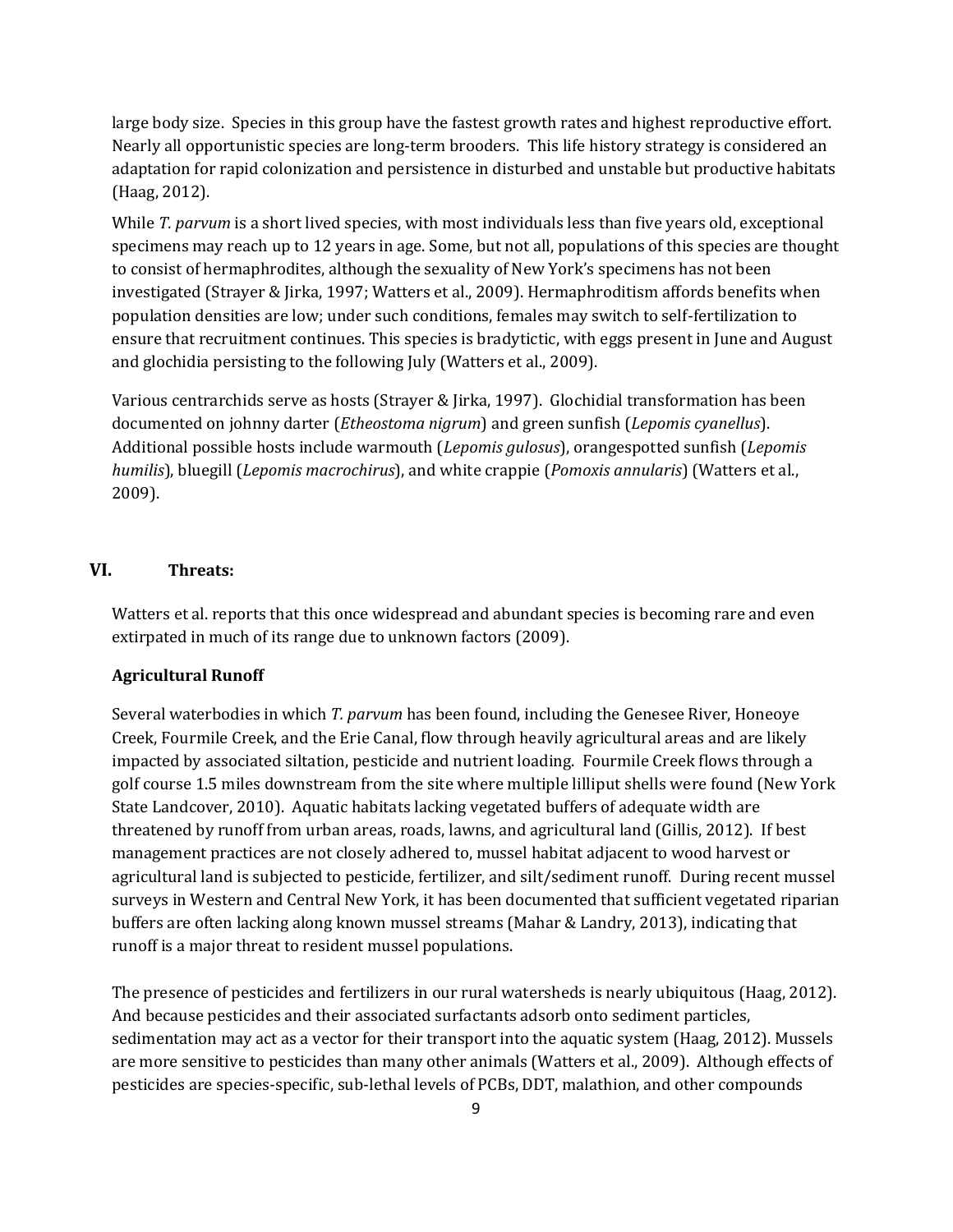large body size. Species in this group have the fastest growth rates and highest reproductive effort. Nearly all opportunistic species are long-term brooders. This life history strategy is considered an adaptation for rapid colonization and persistence in disturbed and unstable but productive habitats (Haag, 2012).

While *T. parvum* is a short lived species, with most individuals less than five years old, exceptional specimens may reach up to 12 years in age. Some, but not all, populations of this species are thought to consist of hermaphrodites, although the sexuality of New York's specimens has not been investigated (Strayer & Jirka, 1997; Watters et al., 2009). Hermaphroditism affords benefits when population densities are low; under such conditions, females may switch to self-fertilization to ensure that recruitment continues. This species is bradytictic, with eggs present in June and August and glochidia persisting to the following July (Watters et al., 2009).

Various centrarchids serve as hosts (Strayer & Jirka, 1997). Glochidial transformation has been documented on johnny darter (*Etheostoma nigrum*) and green sunfish (*Lepomis cyanellus*). Additional possible hosts include warmouth (*Lepomis gulosus*), orangespotted sunfish (*Lepomis humilis*), bluegill (*Lepomis macrochirus*), and white crappie (*Pomoxis annularis*) (Watters et al., 2009).

## VI. Threats:

Watters et al. reports that this once widespread and abundant species is becoming rare and even extirpated in much of its range due to unknown factors (2009).

### Agricultural Runoff

Several waterbodies in which *T. parvum* has been found, including the Genesee River, Honeoye Creek, Fourmile Creek, and the Erie Canal, flow through heavily agricultural areas and are likely impacted by associated siltation, pesticide and nutrient loading. Fourmile Creek flows through a golf course 1.5 miles downstream from the site where multiple lilliput shells were found (New York State Landcover, 2010). Aquatic habitats lacking vegetated buffers of adequate width are threatened by runoff from urban areas, roads, lawns, and agricultural land (Gillis, 2012). If best management practices are not closely adhered to, mussel habitat adjacent to wood harvest or agricultural land is subjected to pesticide, fertilizer, and silt/sediment runoff. During recent mussel surveys in Western and Central New York, it has been documented that sufficient vegetated riparian buffers are often lacking along known mussel streams (Mahar & Landry, 2013), indicating that runoff is a major threat to resident mussel populations.

The presence of pesticides and fertilizers in our rural watersheds is nearly ubiquitous (Haag, 2012). And because pesticides and their associated surfactants adsorb onto sediment particles, sedimentation may act as a vector for their transport into the aquatic system (Haag, 2012). Mussels are more sensitive to pesticides than many other animals (Watters et al., 2009). Although effects of pesticides are species-specific, sub-lethal levels of PCBs, DDT, malathion, and other compounds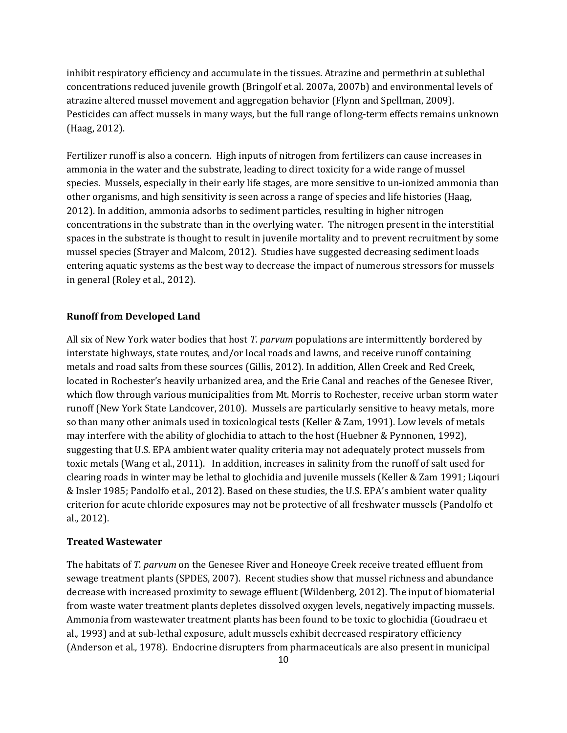inhibit respiratory efficiency and accumulate in the tissues. Atrazine and permethrin at sublethal concentrations reduced juvenile growth (Bringolf et al. 2007a, 2007b) and environmental levels of atrazine altered mussel movement and aggregation behavior (Flynn and Spellman, 2009). Pesticides can affect mussels in many ways, but the full range of long-term effects remains unknown (Haag, 2012).

Fertilizer runoff is also a concern. High inputs of nitrogen from fertilizers can cause increases in ammonia in the water and the substrate, leading to direct toxicity for a wide range of mussel species. Mussels, especially in their early life stages, are more sensitive to un-ionized ammonia than other organisms, and high sensitivity is seen across a range of species and life histories (Haag, 2012). In addition, ammonia adsorbs to sediment particles, resulting in higher nitrogen concentrations in the substrate than in the overlying water. The nitrogen present in the interstitial spaces in the substrate is thought to result in juvenile mortality and to prevent recruitment by some mussel species (Strayer and Malcom, 2012). Studies have suggested decreasing sediment loads entering aquatic systems as the best way to decrease the impact of numerous stressors for mussels in general (Roley et al., 2012).

**Runoff from Developed Land**

All six of New York water bodies that host *T. parvum* populations are intermittently bordered by interstate highways, state routes, and/or local roads and lawns, and receive runoff containing metals and road salts from these sources (Gillis, 2012). In addition, Allen Creek and Red Creek, located in Rochester's heavily urbanized area, and the Erie Canal and reaches of the Genesee River, which flow through various municipalities from Mt. Morris to Rochester, receive urban storm water runoff (New York State Landcover, 2010). Mussels are particularly sensitive to heavy metals, more so than many other animals used in toxicological tests (Keller & Zam, 1991). Low levels of metals may interfere with the ability of glochidia to attach to the host (Huebner & Pynnonen, 1992), suggesting that U.S. EPA ambient water quality criteria may not adequately protect mussels from toxic metals (Wang et al., 2011). In addition, increases in salinity from the runoff of salt used for clearing roads in winter may be lethal to glochidia and juvenile mussels (Keller & Zam 1991; Liqouri & Insler 1985; Pandolfo et al., 2012). Based on these studies, the U.S. EPA's ambient water quality criterion for acute chloride exposures may not be protective of all freshwater mussels (Pandolfo et al., 2012).

**Treated Wastewater**

The habitats of *T. parvum* on the Genesee River and Honeoye Creek receive treated effluent from sewage treatment plants (SPDES, 2007). Recent studies show that mussel richness and abundance decrease with increased proximity to sewage effluent (Wildenberg, 2012). The input of biomaterial from waste water treatment plants depletes dissolved oxygen levels, negatively impacting mussels. Ammonia from wastewater treatment plants has been found to be toxic to glochidia (Goudraeu et al*.,* 1993) and at sub-lethal exposure, adult mussels exhibit decreased respiratory efficiency (Anderson et al*.,* 1978). Endocrine disrupters from pharmaceuticals are also present in municipal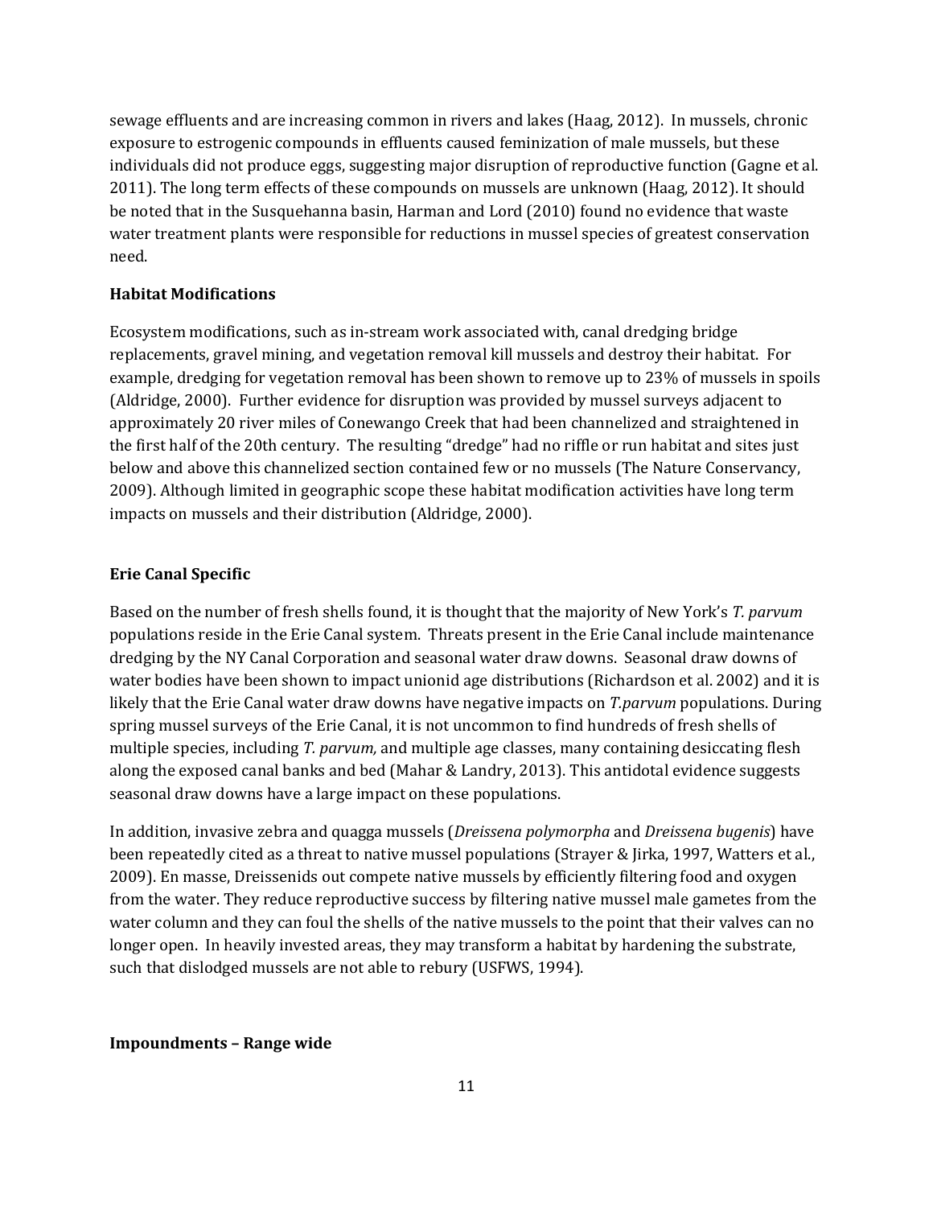sewage effluents and are increasing common in rivers and lakes (Haag, 2012). In mussels, chronic exposure to estrogenic compounds in effluents caused feminization of male mussels, but these individuals did not produce eggs, suggesting major disruption of reproductive function (Gagne et al. 2011). The long term effects of these compounds on mussels are unknown (Haag, 2012). It should be noted that in the Susquehanna basin, Harman and Lord (2010) found no evidence that waste water treatment plants were responsible for reductions in mussel species of greatest conservation need.

**Habitat Modifications**

Ecosystem modifications, such as in-stream work associated with, canal dredging bridge replacements, gravel mining, and vegetation removal kill mussels and destroy their habitat. For example, dredging for vegetation removal has been shown to remove up to 23% of mussels in spoils (Aldridge, 2000). Further evidence for disruption was provided by mussel surveys adjacent to approximately 20 river miles of Conewango Creek that had been channelized and straightened in the first half of the 20th century. The resulting "dredge" had no riffle or run habitat and sites just below and above this channelized section contained few or no mussels (The Nature Conservancy, 2009). Although limited in geographic scope these habitat modification activities have long term impacts on mussels and their distribution (Aldridge, 2000).

**Erie Canal Specific**

Based on the number of fresh shells found, it is thought that the majority of New York's *T. parvum* populations reside in the Erie Canal system. Threats present in the Erie Canal include maintenance dredging by the NY Canal Corporation and seasonal water draw downs. Seasonal draw downs of water bodies have been shown to impact unionid age distributions (Richardson et al. 2002) and it is likely that the Erie Canal water draw downs have negative impacts on *T.parvum* populations. During spring mussel surveys of the Erie Canal, it is not uncommon to find hundreds of fresh shells of multiple species, including *T. parvum,* and multiple age classes, many containing desiccating flesh along the exposed canal banks and bed (Mahar & Landry, 2013). This antidotal evidence suggests seasonal draw downs have a large impact on these populations.

In addition, invasive zebra and quagga mussels (*Dreissena polymorpha* and *Dreissena bugenis*) have been repeatedly cited as a threat to native mussel populations (Strayer & Jirka, 1997, Watters et al., 2009). En masse, Dreissenids out compete native mussels by efficiently filtering food and oxygen from the water. They reduce reproductive success by filtering native mussel male gametes from the water column and they can foul the shells of the native mussels to the point that their valves can no longer open. In heavily invested areas, they may transform a habitat by hardening the substrate, such that dislodged mussels are not able to rebury (USFWS, 1994).

**Impoundments – Range wide**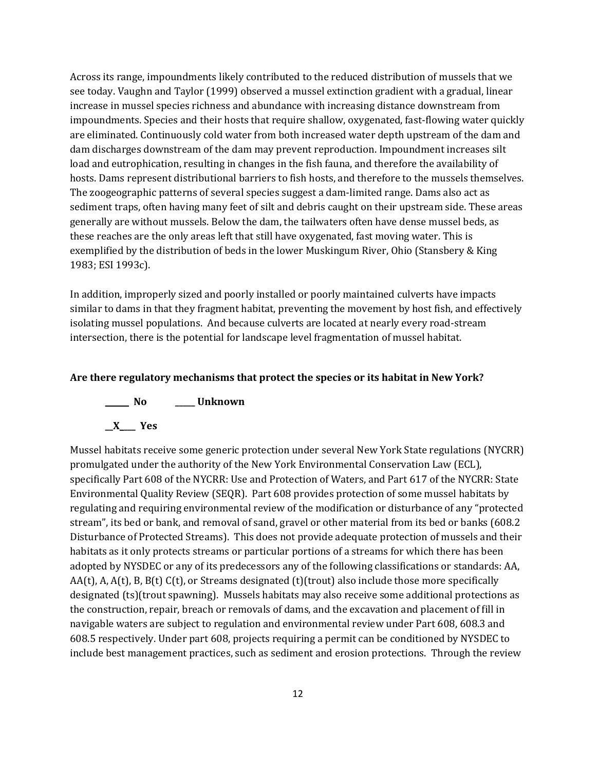Across its range, impoundments likely contributed to the reduced distribution of mussels that we see today. Vaughn and Taylor (1999) observed a mussel extinction gradient with a gradual, linear increase in mussel species richness and abundance with increasing distance downstream from impoundments. Species and their hosts that require shallow, oxygenated, fast-flowing water quickly are eliminated. Continuously cold water from both increased water depth upstream of the dam and dam discharges downstream of the dam may prevent reproduction. Impoundment increases silt load and eutrophication, resulting in changes in the fish fauna, and therefore the availability of hosts. Dams represent distributional barriers to fish hosts, and therefore to the mussels themselves. The zoogeographic patterns of several species suggest a dam-limited range. Dams also act as sediment traps, often having many feet of silt and debris caught on their upstream side. These areas generally are without mussels. Below the dam, the tailwaters often have dense mussel beds, as these reaches are the only areas left that still have oxygenated, fast moving water. This is exemplified by the distribution of beds in the lower Muskingum River, Ohio (Stansbery & King 1983; ESI 1993c).

In addition, improperly sized and poorly installed or poorly maintained culverts have impacts similar to dams in that they fragment habitat, preventing the movement by host fish, and effectively isolating mussel populations. And because culverts are located at nearly every road-stream intersection, there is the potential for landscape level fragmentation of mussel habitat.

**Are there regulatory mechanisms that protect the species or its habitat in New York?**

**______ No ______ Unknown**

**__X____ Yes**

Mussel habitats receive some generic protection under several New York State regulations (NYCRR) promulgated under the authority of the New York Environmental Conservation Law (ECL), specifically Part 608 of the NYCRR: Use and Protection of Waters, and Part 617 of the NYCRR: State Environmental Quality Review (SEQR). Part 608 provides protection of some mussel habitats by regulating and requiring environmental review of the modification or disturbance of any "protected stream", its bed or bank, and removal of sand, gravel or other material from its bed or banks (608.2 Disturbance of Protected Streams). This does not provide adequate protection of mussels and their habitats as it only protects streams or particular portions of a streams for which there has been adopted by NYSDEC or any of its predecessors any of the following classifications or standards: AA, AA(t), A, A(t), B, B(t) C(t), or Streams designated (t)(trout) also include those more specifically designated (ts)(trout spawning). Mussels habitats may also receive some additional protections as the construction, repair, breach or removals of dams, and the excavation and placement of fill in navigable waters are subject to regulation and environmental review under Part 608, 608.3 and 608.5 respectively. Under part 608, projects requiring a permit can be conditioned by NYSDEC to include best management practices, such as sediment and erosion protections. Through the review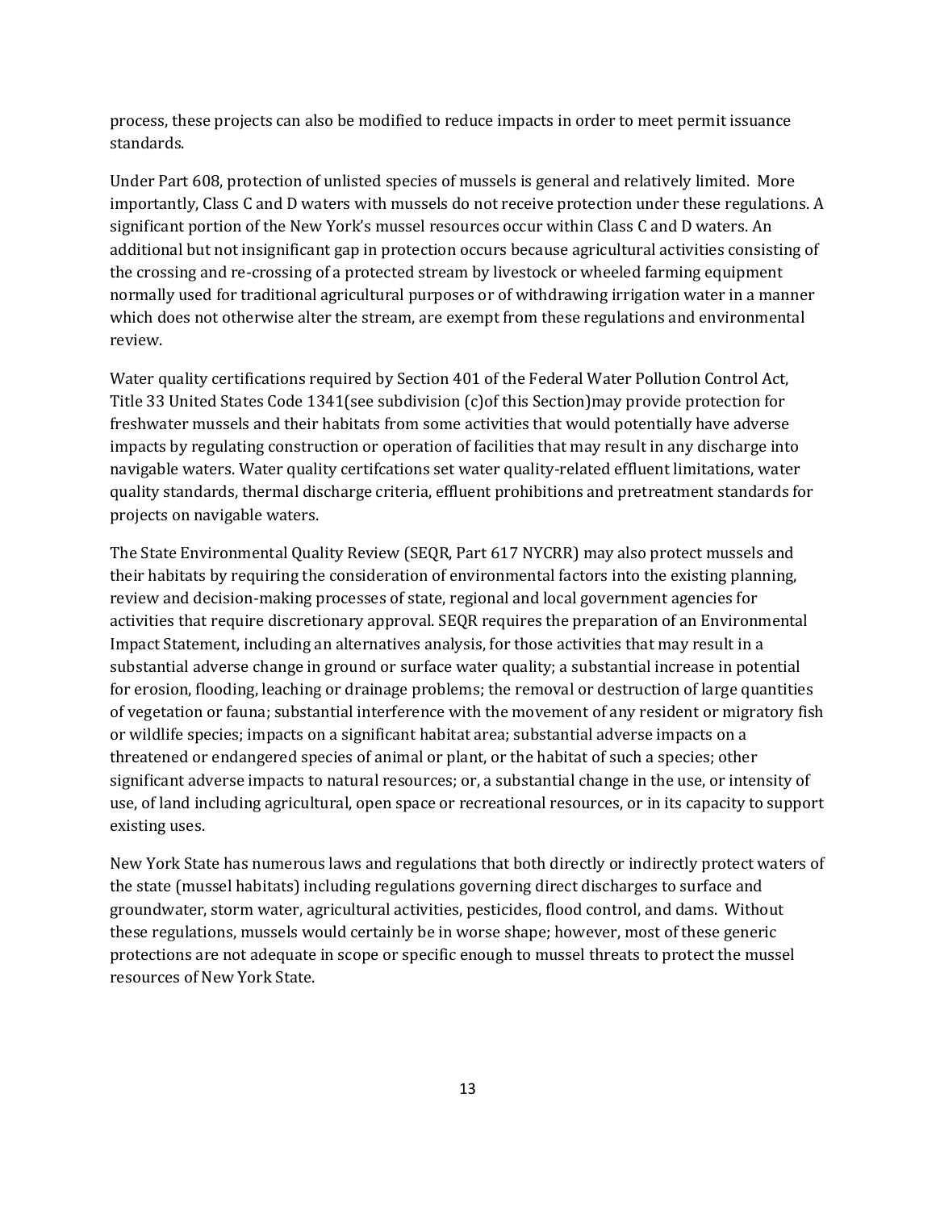process, these projects can also be modified to reduce impacts in order to meet permit issuance standards.

Under Part 608, protection of unlisted species of mussels is general and relatively limited. More importantly, Class C and D waters with mussels do not receive protection under these regulations. A significant portion of the New York's mussel resources occur within Class C and D waters. An additional but not insignificant gap in protection occurs because agricultural activities consisting of the crossing and re-crossing of a protected stream by livestock or wheeled farming equipment normally used for traditional agricultural purposes or of withdrawing irrigation water in a manner which does not otherwise alter the stream, are exempt from these regulations and environmental review.

Water quality certifications required by Section 401 of the Federal Water Pollution Control Act, Title 33 United States Code 1341(see subdivision (c)of this Section)may provide protection for freshwater mussels and their habitats from some activities that would potentially have adverse impacts by regulating construction or operation of facilities that may result in any discharge into navigable waters. Water quality certifcations set water quality-related effluent limitations, water quality standards, thermal discharge criteria, effluent prohibitions and pretreatment standards for projects on navigable waters.

The State Environmental Quality Review (SEQR, Part 617 NYCRR) may also protect mussels and their habitats by requiring the consideration of environmental factors into the existing planning, review and decision-making processes of state, regional and local government agencies for activities that require discretionary approval. SEQR requires the preparation of an Environmental Impact Statement, including an alternatives analysis, for those activities that may result in a substantial adverse change in ground or surface water quality; a substantial increase in potential for erosion, flooding, leaching or drainage problems; the removal or destruction of large quantities of vegetation or fauna; substantial interference with the movement of any resident or migratory fish or wildlife species; impacts on a significant habitat area; substantial adverse impacts on a threatened or endangered species of animal or plant, or the habitat of such a species; other significant adverse impacts to natural resources; or, a substantial change in the use, or intensity of use, of land including agricultural, open space or recreational resources, or in its capacity to support existing uses.

New York State has numerous laws and regulations that both directly or indirectly protect waters of the state (mussel habitats) including regulations governing direct discharges to surface and groundwater, storm water, agricultural activities, pesticides, flood control, and dams. Without these regulations, mussels would certainly be in worse shape; however, most of these generic protections are not adequate in scope or specific enough to mussel threats to protect the mussel resources of New York State.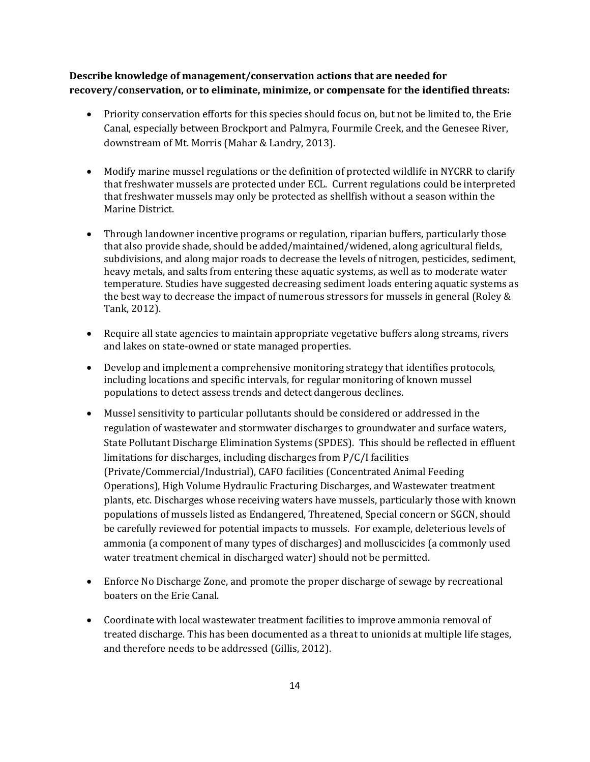**Describe knowledge of management/conservation actions that are needed for recovery/conservation, or to eliminate, minimize, or compensate for the identified threats:**

- Priority conservation efforts for this species should focus on, but not be limited to, the Erie Canal, especially between Brockport and Palmyra, Fourmile Creek, and the Genesee River, downstream of Mt. Morris (Mahar & Landry, 2013).

- Modify marine mussel regulations or the definition of protected wildlife in NYCRR to clarify that freshwater mussels are protected under ECL. Current regulations could be interpreted that freshwater mussels may only be protected as shellfish without a season within the Marine District.

- Through landowner incentive programs or regulation, riparian buffers, particularly those that also provide shade, should be added/maintained/widened, along agricultural fields, subdivisions, and along major roads to decrease the levels of nitrogen, pesticides, sediment, heavy metals, and salts from entering these aquatic systems, as well as to moderate water temperature. Studies have suggested decreasing sediment loads entering aquatic systems as the best way to decrease the impact of numerous stressors for mussels in general (Roley & Tank, 2012).

- Require all state agencies to maintain appropriate vegetative buffers along streams, rivers and lakes on state-owned or state managed properties.

- Develop and implement a comprehensive monitoring strategy that identifies protocols, including locations and specific intervals, for regular monitoring of known mussel populations to detect assess trends and detect dangerous declines.

- Mussel sensitivity to particular pollutants should be considered or addressed in the regulation of wastewater and stormwater discharges to groundwater and surface waters, State Pollutant Discharge Elimination Systems (SPDES). This should be reflected in effluent limitations for discharges, including discharges from P/C/I facilities (Private/Commercial/Industrial), CAFO facilities (Concentrated Animal Feeding Operations), High Volume Hydraulic Fracturing Discharges, and Wastewater treatment plants, etc. Discharges whose receiving waters have mussels, particularly those with known populations of mussels listed as Endangered, Threatened, Special concern or SGCN, should be carefully reviewed for potential impacts to mussels. For example, deleterious levels of ammonia (a component of many types of discharges) and molluscicides (a commonly used water treatment chemical in discharged water) should not be permitted.

- Enforce No Discharge Zone, and promote the proper discharge of sewage by recreational boaters on the Erie Canal.

- Coordinate with local wastewater treatment facilities to improve ammonia removal of treated discharge. This has been documented as a threat to unionids at multiple life stages, and therefore needs to be addressed (Gillis, 2012).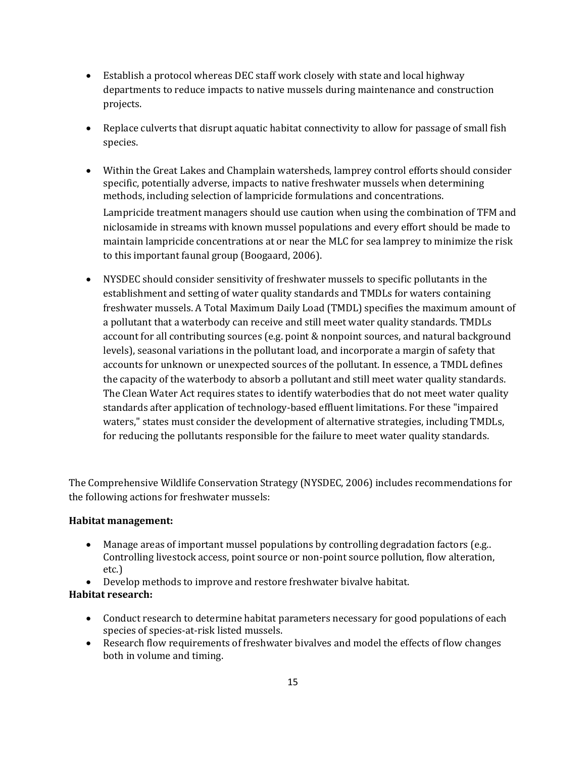- Establish a protocol whereas DEC staff work closely with state and local highway departments to reduce impacts to native mussels during maintenance and construction projects.

- Replace culverts that disrupt aquatic habitat connectivity to allow for passage of small fish species.

- Within the Great Lakes and Champlain watersheds, lamprey control efforts should consider specific, potentially adverse, impacts to native freshwater mussels when determining methods, including selection of lampricide formulations and concentrations.

  Lampricide treatment managers should use caution when using the combination of TFM and niclosamide in streams with known mussel populations and every effort should be made to maintain lampricide concentrations at or near the MLC for sea lamprey to minimize the risk to this important faunal group (Boogaard, 2006).

- NYSDEC should consider sensitivity of freshwater mussels to specific pollutants in the establishment and setting of water quality standards and TMDLs for waters containing freshwater mussels. A Total Maximum Daily Load (TMDL) specifies the maximum amount of a pollutant that a waterbody can receive and still meet water quality standards. TMDLs account for all contributing sources (e.g. point & nonpoint sources, and natural background levels), seasonal variations in the pollutant load, and incorporate a margin of safety that accounts for unknown or unexpected sources of the pollutant. In essence, a TMDL defines the capacity of the waterbody to absorb a pollutant and still meet water quality standards. The Clean Water Act requires states to identify waterbodies that do not meet water quality standards after application of technology-based effluent limitations. For these "impaired waters," states must consider the development of alternative strategies, including TMDLs, for reducing the pollutants responsible for the failure to meet water quality standards.

The Comprehensive Wildlife Conservation Strategy (NYSDEC, 2006) includes recommendations for the following actions for freshwater mussels:

**Habitat management:**

- Manage areas of important mussel populations by controlling degradation factors (e.g.. Controlling livestock access, point source or non-point source pollution, flow alteration, etc.)
- Develop methods to improve and restore freshwater bivalve habitat.

**Habitat research:**

- Conduct research to determine habitat parameters necessary for good populations of each species of species-at-risk listed mussels.
- Research flow requirements of freshwater bivalves and model the effects of flow changes both in volume and timing.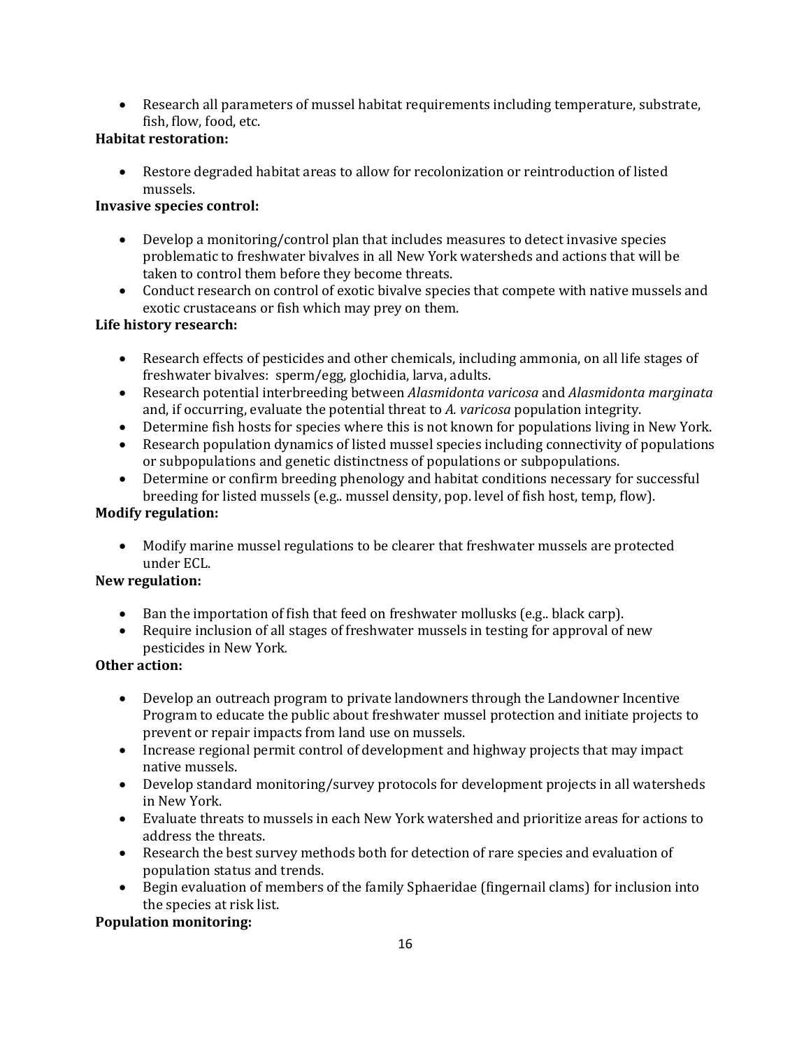- Research all parameters of mussel habitat requirements including temperature, substrate, fish, flow, food, etc.

**Habitat restoration:**

- Restore degraded habitat areas to allow for recolonization or reintroduction of listed mussels.

**Invasive species control:**

- Develop a monitoring/control plan that includes measures to detect invasive species problematic to freshwater bivalves in all New York watersheds and actions that will be taken to control them before they become threats.
- Conduct research on control of exotic bivalve species that compete with native mussels and exotic crustaceans or fish which may prey on them.

**Life history research:**

- Research effects of pesticides and other chemicals, including ammonia, on all life stages of freshwater bivalves: sperm/egg, glochidia, larva, adults.
- Research potential interbreeding between *Alasmidonta varicosa* and *Alasmidonta marginata* and, if occurring, evaluate the potential threat to *A. varicosa* population integrity.
- Determine fish hosts for species where this is not known for populations living in New York.
- Research population dynamics of listed mussel species including connectivity of populations or subpopulations and genetic distinctness of populations or subpopulations.
- Determine or confirm breeding phenology and habitat conditions necessary for successful breeding for listed mussels (e.g.. mussel density, pop. level of fish host, temp, flow).

**Modify regulation:**

- Modify marine mussel regulations to be clearer that freshwater mussels are protected under ECL.

**New regulation:**

- Ban the importation of fish that feed on freshwater mollusks (e.g.. black carp).
- Require inclusion of all stages of freshwater mussels in testing for approval of new pesticides in New York.

**Other action:**

- Develop an outreach program to private landowners through the Landowner Incentive Program to educate the public about freshwater mussel protection and initiate projects to prevent or repair impacts from land use on mussels.
- Increase regional permit control of development and highway projects that may impact native mussels.
- Develop standard monitoring/survey protocols for development projects in all watersheds in New York.
- Evaluate threats to mussels in each New York watershed and prioritize areas for actions to address the threats.
- Research the best survey methods both for detection of rare species and evaluation of population status and trends.
- Begin evaluation of members of the family Sphaeridae (fingernail clams) for inclusion into the species at risk list.

**Population monitoring:**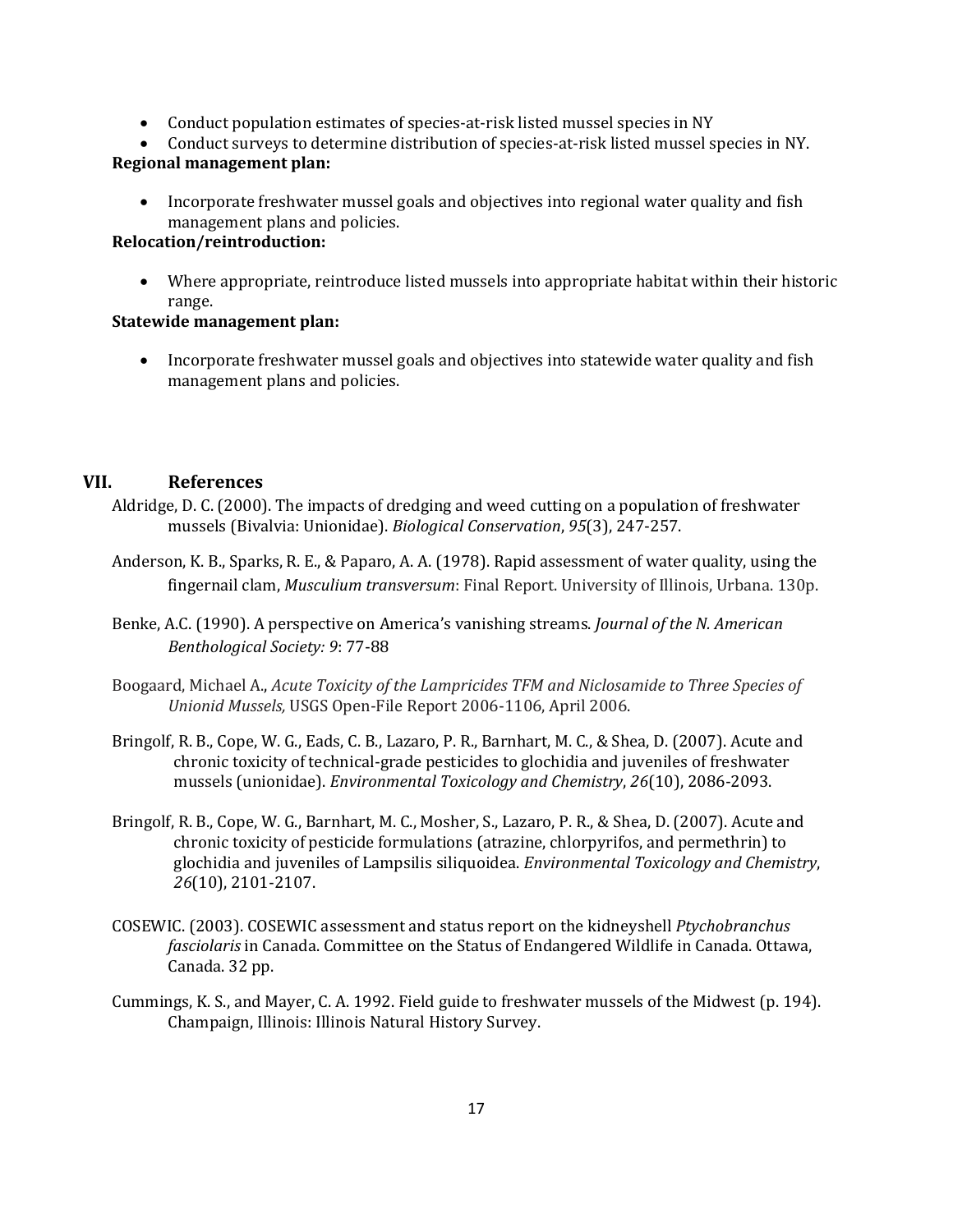- Conduct population estimates of species-at-risk listed mussel species in NY
- Conduct surveys to determine distribution of species-at-risk listed mussel species in NY.

**Regional management plan:**

- Incorporate freshwater mussel goals and objectives into regional water quality and fish management plans and policies.

**Relocation/reintroduction:**

- Where appropriate, reintroduce listed mussels into appropriate habitat within their historic range.

**Statewide management plan:**

- Incorporate freshwater mussel goals and objectives into statewide water quality and fish management plans and policies.

## VII. References

Aldridge, D. C. (2000). The impacts of dredging and weed cutting on a population of freshwater mussels (Bivalvia: Unionidae). *Biological Conservation*, *95*(3), 247-257.

Anderson, K. B., Sparks, R. E., & Paparo, A. A. (1978). Rapid assessment of water quality, using the fingernail clam, *Musculium transversum*: Final Report. University of Illinois, Urbana. 130p.

Benke, A.C. (1990). A perspective on America's vanishing streams. *Journal of the N. American Benthological Society: 9*: 77-88

Boogaard, Michael A., *Acute Toxicity of the Lampricides TFM and Niclosamide to Three Species of Unionid Mussels,* USGS Open-File Report 2006-1106, April 2006.

Bringolf, R. B., Cope, W. G., Eads, C. B., Lazaro, P. R., Barnhart, M. C., & Shea, D. (2007). Acute and chronic toxicity of technical-grade pesticides to glochidia and juveniles of freshwater mussels (unionidae). *Environmental Toxicology and Chemistry*, *26*(10), 2086-2093.

Bringolf, R. B., Cope, W. G., Barnhart, M. C., Mosher, S., Lazaro, P. R., & Shea, D. (2007). Acute and chronic toxicity of pesticide formulations (atrazine, chlorpyrifos, and permethrin) to glochidia and juveniles of Lampsilis siliquoidea. *Environmental Toxicology and Chemistry*, *26*(10), 2101-2107.

COSEWIC. (2003). COSEWIC assessment and status report on the kidneyshell *Ptychobranchus fasciolaris* in Canada. Committee on the Status of Endangered Wildlife in Canada. Ottawa, Canada. 32 pp.

Cummings, K. S., and Mayer, C. A. 1992. Field guide to freshwater mussels of the Midwest (p. 194). Champaign, Illinois: Illinois Natural History Survey.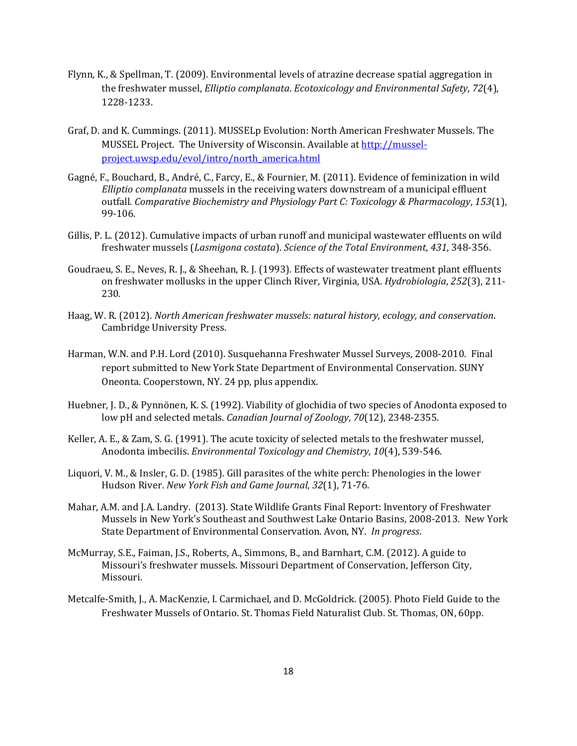Flynn, K., & Spellman, T. (2009). Environmental levels of atrazine decrease spatial aggregation in the freshwater mussel, *Elliptio complanata*. *Ecotoxicology and Environmental Safety*, *72*(4), 1228-1233.

Graf, D. and K. Cummings. (2011). MUSSELp Evolution: North American Freshwater Mussels. The MUSSEL Project. The University of Wisconsin. Available at [http://mussel-project.uwsp.edu/evol/intro/north_america.html](http://mussel-project.uwsp.edu/evol/intro/north_america.html)

Gagné, F., Bouchard, B., André, C., Farcy, E., & Fournier, M. (2011). Evidence of feminization in wild *Elliptio complanata* mussels in the receiving waters downstream of a municipal effluent outfall. *Comparative Biochemistry and Physiology Part C: Toxicology & Pharmacology*, *153*(1), 99-106.

Gillis, P. L. (2012). Cumulative impacts of urban runoff and municipal wastewater effluents on wild freshwater mussels (*Lasmigona costata*). *Science of the Total Environment*, *431*, 348-356.

Goudraeu, S. E., Neves, R. J., & Sheehan, R. J. (1993). Effects of wastewater treatment plant effluents on freshwater mollusks in the upper Clinch River, Virginia, USA. *Hydrobiologia*, *252*(3), 211-230.

Haag, W. R. (2012). *North American freshwater mussels: natural history, ecology, and conservation*. Cambridge University Press.

Harman, W.N. and P.H. Lord (2010). Susquehanna Freshwater Mussel Surveys, 2008-2010. Final report submitted to New York State Department of Environmental Conservation. SUNY Oneonta. Cooperstown, NY. 24 pp, plus appendix.

Huebner, J. D., & Pynnönen, K. S. (1992). Viability of glochidia of two species of Anodonta exposed to low pH and selected metals. *Canadian Journal of Zoology*, *70*(12), 2348-2355.

Keller, A. E., & Zam, S. G. (1991). The acute toxicity of selected metals to the freshwater mussel, Anodonta imbecilis. *Environmental Toxicology and Chemistry*, *10*(4), 539-546.

Liquori, V. M., & Insler, G. D. (1985). Gill parasites of the white perch: Phenologies in the lower Hudson River. *New York Fish and Game Journal*, *32*(1), 71-76.

Mahar, A.M. and J.A. Landry. (2013). State Wildlife Grants Final Report: Inventory of Freshwater Mussels in New York's Southeast and Southwest Lake Ontario Basins, 2008-2013. New York State Department of Environmental Conservation. Avon, NY. *In progress*.

McMurray, S.E., Faiman, J.S., Roberts, A., Simmons, B., and Barnhart, C.M. (2012). A guide to Missouri's freshwater mussels. Missouri Department of Conservation, Jefferson City, Missouri.

Metcalfe-Smith, J., A. MacKenzie, I. Carmichael, and D. McGoldrick. (2005). Photo Field Guide to the Freshwater Mussels of Ontario. St. Thomas Field Naturalist Club. St. Thomas, ON, 60pp.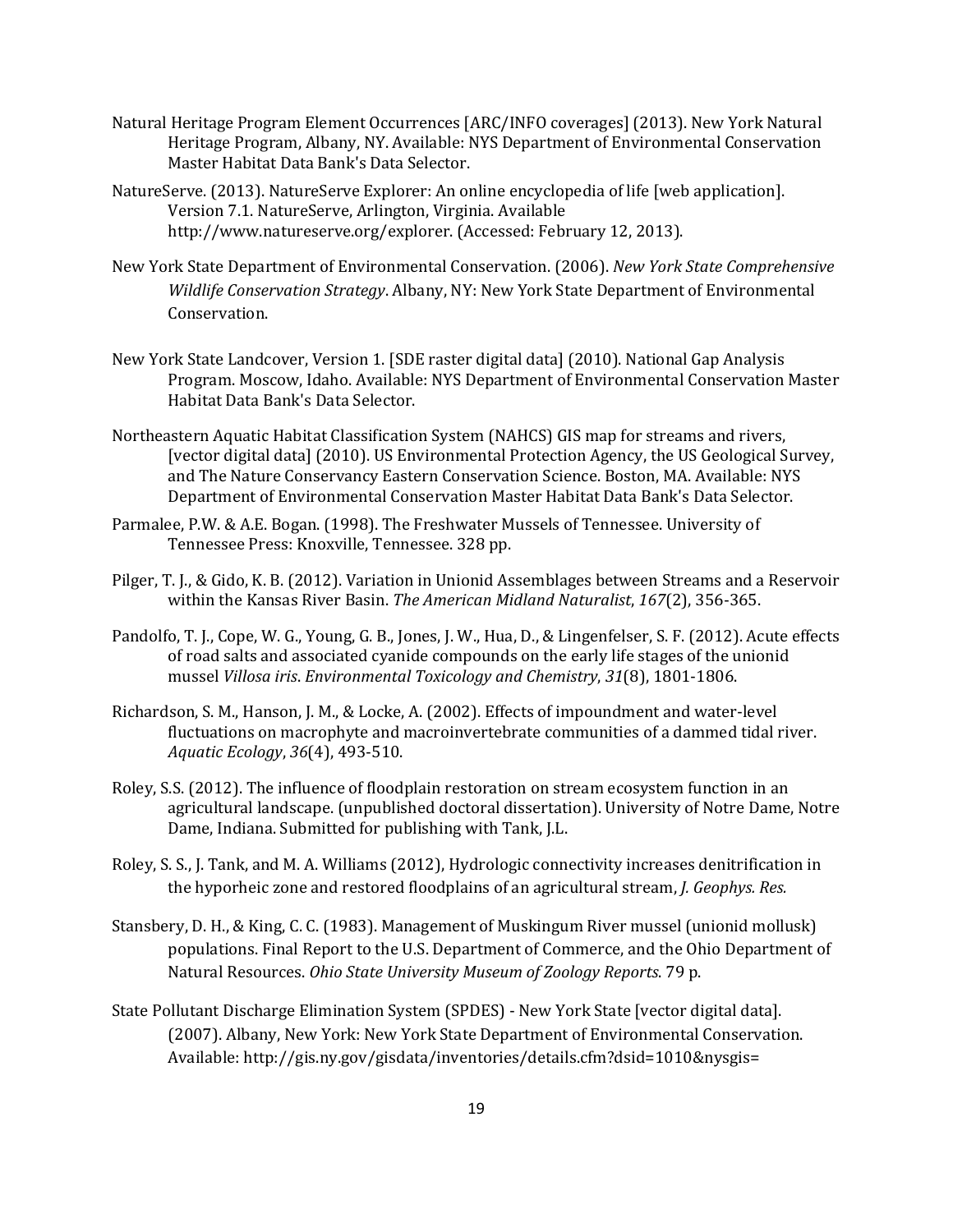Natural Heritage Program Element Occurrences [ARC/INFO coverages] (2013). New York Natural Heritage Program, Albany, NY. Available: NYS Department of Environmental Conservation Master Habitat Data Bank's Data Selector.

NatureServe. (2013). NatureServe Explorer: An online encyclopedia of life [web application]. Version 7.1. NatureServe, Arlington, Virginia. Available http://www.natureserve.org/explorer. (Accessed: February 12, 2013).

New York State Department of Environmental Conservation. (2006). *New York State Comprehensive Wildlife Conservation Strategy*. Albany, NY: New York State Department of Environmental Conservation.

New York State Landcover, Version 1. [SDE raster digital data] (2010). National Gap Analysis Program. Moscow, Idaho. Available: NYS Department of Environmental Conservation Master Habitat Data Bank's Data Selector.

Northeastern Aquatic Habitat Classification System (NAHCS) GIS map for streams and rivers, [vector digital data] (2010). US Environmental Protection Agency, the US Geological Survey, and The Nature Conservancy Eastern Conservation Science. Boston, MA. Available: NYS Department of Environmental Conservation Master Habitat Data Bank's Data Selector.

Parmalee, P.W. & A.E. Bogan. (1998). The Freshwater Mussels of Tennessee. University of Tennessee Press: Knoxville, Tennessee. 328 pp.

Pilger, T. J., & Gido, K. B. (2012). Variation in Unionid Assemblages between Streams and a Reservoir within the Kansas River Basin. *The American Midland Naturalist*, *167*(2), 356-365.

Pandolfo, T. J., Cope, W. G., Young, G. B., Jones, J. W., Hua, D., & Lingenfelser, S. F. (2012). Acute effects of road salts and associated cyanide compounds on the early life stages of the unionid mussel *Villosa iris*. *Environmental Toxicology and Chemistry*, *31*(8), 1801-1806.

Richardson, S. M., Hanson, J. M., & Locke, A. (2002). Effects of impoundment and water-level fluctuations on macrophyte and macroinvertebrate communities of a dammed tidal river. *Aquatic Ecology*, *36*(4), 493-510.

Roley, S.S. (2012). The influence of floodplain restoration on stream ecosystem function in an agricultural landscape. (unpublished doctoral dissertation). University of Notre Dame, Notre Dame, Indiana. Submitted for publishing with Tank, J.L.

Roley, S. S., J. Tank, and M. A. Williams (2012), Hydrologic connectivity increases denitrification in the hyporheic zone and restored floodplains of an agricultural stream, *J. Geophys. Res.*

Stansbery, D. H., & King, C. C. (1983). Management of Muskingum River mussel (unionid mollusk) populations. Final Report to the U.S. Department of Commerce, and the Ohio Department of Natural Resources. *Ohio State University Museum of Zoology Reports*. 79 p.

State Pollutant Discharge Elimination System (SPDES) - New York State [vector digital data]. (2007). Albany, New York: New York State Department of Environmental Conservation. Available: http://gis.ny.gov/gisdata/inventories/details.cfm?dsid=1010&nysgis=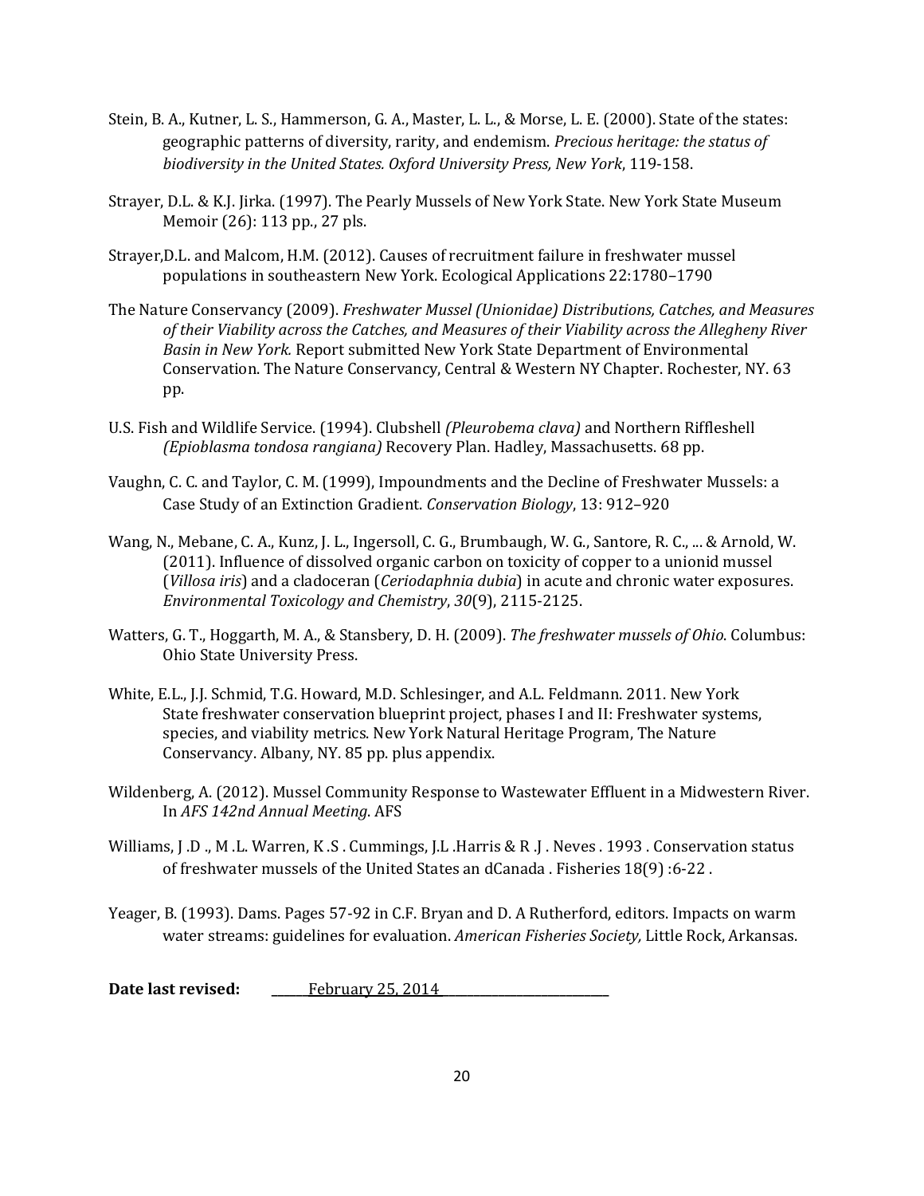Stein, B. A., Kutner, L. S., Hammerson, G. A., Master, L. L., & Morse, L. E. (2000). State of the states: geographic patterns of diversity, rarity, and endemism. *Precious heritage: the status of biodiversity in the United States. Oxford University Press, New York*, 119-158.

Strayer, D.L. & K.J. Jirka. (1997). The Pearly Mussels of New York State. New York State Museum Memoir (26): 113 pp., 27 pls.

Strayer,D.L. and Malcom, H.M. (2012). Causes of recruitment failure in freshwater mussel populations in southeastern New York. Ecological Applications 22:1780–1790

The Nature Conservancy (2009). *Freshwater Mussel (Unionidae) Distributions, Catches, and Measures of their Viability across the Catches, and Measures of their Viability across the Allegheny River Basin in New York.* Report submitted New York State Department of Environmental Conservation. The Nature Conservancy, Central & Western NY Chapter. Rochester, NY. 63 pp.

U.S. Fish and Wildlife Service. (1994). Clubshell *(Pleurobema clava)* and Northern Riffleshell *(Epioblasma tondosa rangiana)* Recovery Plan. Hadley, Massachusetts. 68 pp.

Vaughn, C. C. and Taylor, C. M. (1999), Impoundments and the Decline of Freshwater Mussels: a Case Study of an Extinction Gradient. *Conservation Biology*, 13: 912–920

Wang, N., Mebane, C. A., Kunz, J. L., Ingersoll, C. G., Brumbaugh, W. G., Santore, R. C., ... & Arnold, W. (2011). Influence of dissolved organic carbon on toxicity of copper to a unionid mussel (*Villosa iris*) and a cladoceran (*Ceriodaphnia dubia*) in acute and chronic water exposures. *Environmental Toxicology and Chemistry*, *30*(9), 2115-2125.

Watters, G. T., Hoggarth, M. A., & Stansbery, D. H. (2009). *The freshwater mussels of Ohio*. Columbus: Ohio State University Press.

White, E.L., J.J. Schmid, T.G. Howard, M.D. Schlesinger, and A.L. Feldmann. 2011. New York State freshwater conservation blueprint project, phases I and II: Freshwater systems, species, and viability metrics. New York Natural Heritage Program, The Nature Conservancy. Albany, NY. 85 pp. plus appendix.

Wildenberg, A. (2012). Mussel Community Response to Wastewater Effluent in a Midwestern River. In *AFS 142nd Annual Meeting*. AFS

Williams, J .D ., M .L. Warren, K .S . Cummings, J.L .Harris & R .J . Neves . 1993 . Conservation status of freshwater mussels of the United States an dCanada . Fisheries 18(9) :6-22 .

Yeager, B. (1993). Dams. Pages 57-92 in C.F. Bryan and D. A Rutherford, editors. Impacts on warm water streams: guidelines for evaluation. *American Fisheries Society,* Little Rock, Arkansas.

**Date last revised:** February 25, 2014